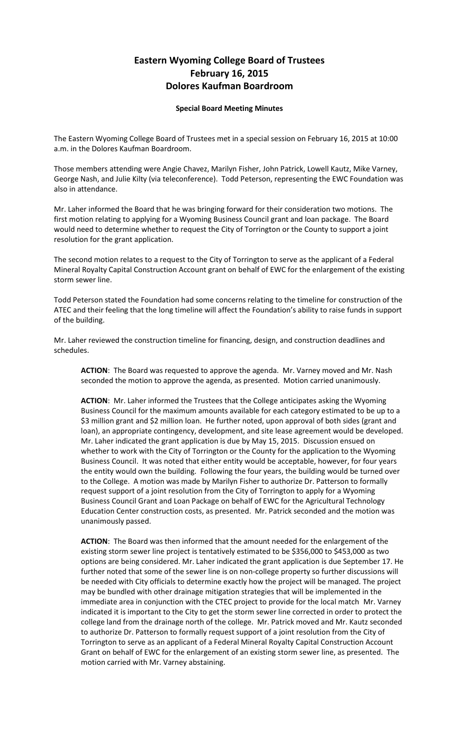# Eastern Wyoming College Board of Trustees
# February 16, 2015
# Dolores Kaufman Boardroom

**Special Board Meeting Minutes**

The Eastern Wyoming College Board of Trustees met in a special session on February 16, 2015 at 10:00 a.m. in the Dolores Kaufman Boardroom.

Those members attending were Angie Chavez, Marilyn Fisher, John Patrick, Lowell Kautz, Mike Varney, George Nash, and Julie Kilty (via teleconference). Todd Peterson, representing the EWC Foundation was also in attendance.

Mr. Laher informed the Board that he was bringing forward for their consideration two motions. The first motion relating to applying for a Wyoming Business Council grant and loan package. The Board would need to determine whether to request the City of Torrington or the County to support a joint resolution for the grant application.

The second motion relates to a request to the City of Torrington to serve as the applicant of a Federal Mineral Royalty Capital Construction Account grant on behalf of EWC for the enlargement of the existing storm sewer line.

Todd Peterson stated the Foundation had some concerns relating to the timeline for construction of the ATEC and their feeling that the long timeline will affect the Foundation's ability to raise funds in support of the building.

Mr. Laher reviewed the construction timeline for financing, design, and construction deadlines and schedules.

> **ACTION**: The Board was requested to approve the agenda. Mr. Varney moved and Mr. Nash seconded the motion to approve the agenda, as presented. Motion carried unanimously.
>
> **ACTION**: Mr. Laher informed the Trustees that the College anticipates asking the Wyoming Business Council for the maximum amounts available for each category estimated to be up to a \$3 million grant and \$2 million loan. He further noted, upon approval of both sides (grant and loan), an appropriate contingency, development, and site lease agreement would be developed. Mr. Laher indicated the grant application is due by May 15, 2015. Discussion ensued on whether to work with the City of Torrington or the County for the application to the Wyoming Business Council. It was noted that either entity would be acceptable, however, for four years the entity would own the building. Following the four years, the building would be turned over to the College. A motion was made by Marilyn Fisher to authorize Dr. Patterson to formally request support of a joint resolution from the City of Torrington to apply for a Wyoming Business Council Grant and Loan Package on behalf of EWC for the Agricultural Technology Education Center construction costs, as presented. Mr. Patrick seconded and the motion was unanimously passed.
>
> **ACTION**: The Board was then informed that the amount needed for the enlargement of the existing storm sewer line project is tentatively estimated to be \$356,000 to \$453,000 as two options are being considered. Mr. Laher indicated the grant application is due September 17. He further noted that some of the sewer line is on non-college property so further discussions will be needed with City officials to determine exactly how the project will be managed. The project may be bundled with other drainage mitigation strategies that will be implemented in the immediate area in conjunction with the CTEC project to provide for the local match Mr. Varney indicated it is important to the City to get the storm sewer line corrected in order to protect the college land from the drainage north of the college. Mr. Patrick moved and Mr. Kautz seconded to authorize Dr. Patterson to formally request support of a joint resolution from the City of Torrington to serve as an applicant of a Federal Mineral Royalty Capital Construction Account Grant on behalf of EWC for the enlargement of an existing storm sewer line, as presented. The motion carried with Mr. Varney abstaining.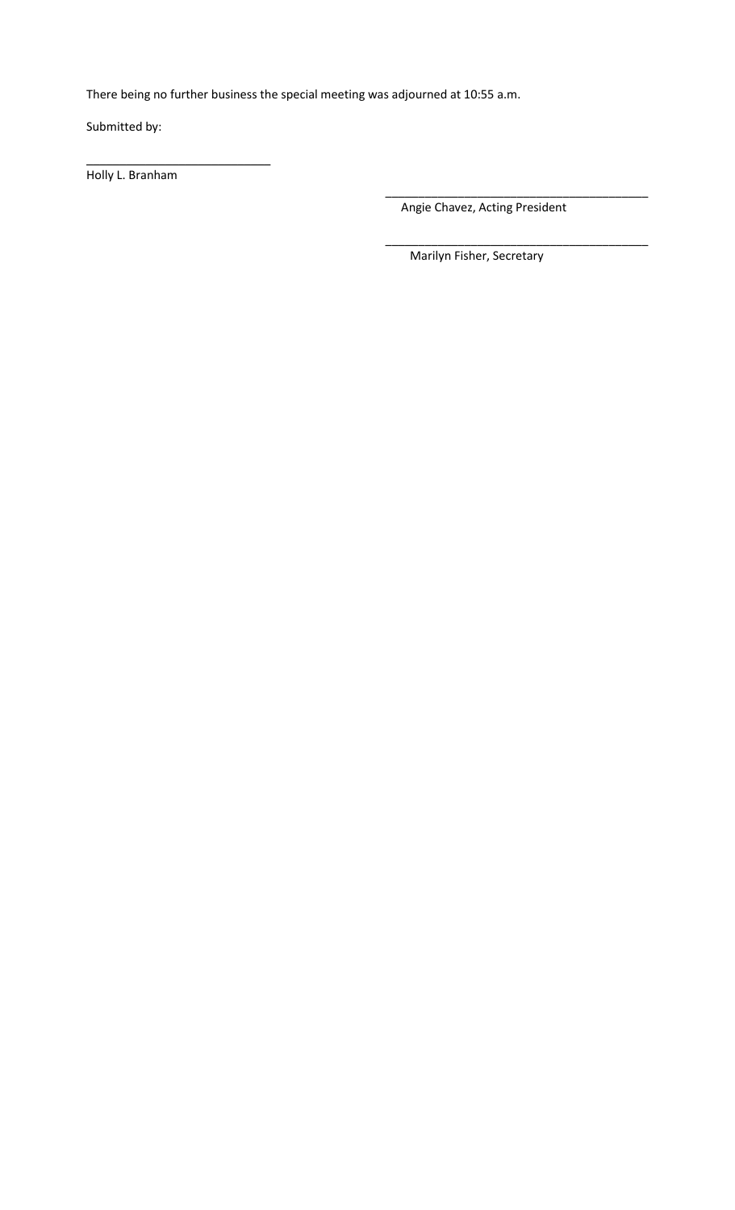There being no further business the special meeting was adjourned at 10:55 a.m.

Submitted by:

\_\_\_\_\_\_\_\_\_\_\_\_\_\_\_\_\_\_\_\_\_\_\_\_\_\_\_\_

Holly L. Branham

\_\_\_\_\_\_\_\_\_\_\_\_\_\_\_\_\_\_\_\_\_\_\_\_\_\_\_\_\_\_\_\_\_\_\_\_\_\_\_\_

Angie Chavez, Acting President

\_\_\_\_\_\_\_\_\_\_\_\_\_\_\_\_\_\_\_\_\_\_\_\_\_\_\_\_\_\_\_\_\_\_\_\_\_\_\_\_

Marilyn Fisher, Secretary